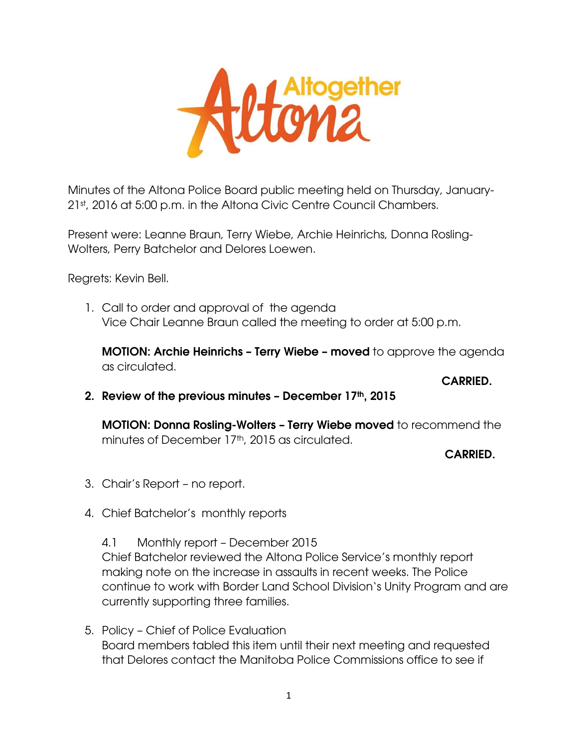Minutes of the Altona Police Board public meeting held on Thursday, January-21st, 2016 at 5:00 p.m. in the Altona Civic Centre Council Chambers.

Present were: Leanne Braun, Terry Wiebe, Archie Heinrichs, Donna Rosling-Wolters, Perry Batchelor and Delores Loewen.

Regrets: Kevin Bell.

1. Call to order and approval of the agenda
   Vice Chair Leanne Braun called the meeting to order at 5:00 p.m.

   **MOTION: Archie Heinrichs – Terry Wiebe – moved** to approve the agenda as circulated.

   **CARRIED.**

2. **Review of the previous minutes – December 17th, 2015**

   **MOTION: Donna Rosling-Wolters – Terry Wiebe moved** to recommend the minutes of December 17th, 2015 as circulated.

   **CARRIED.**

3. Chair's Report – no report.

4. Chief Batchelor's monthly reports

   4.1 Monthly report – December 2015
   Chief Batchelor reviewed the Altona Police Service's monthly report making note on the increase in assaults in recent weeks. The Police continue to work with Border Land School Division`s Unity Program and are currently supporting three families.

5. Policy – Chief of Police Evaluation
   Board members tabled this item until their next meeting and requested that Delores contact the Manitoba Police Commissions office to see if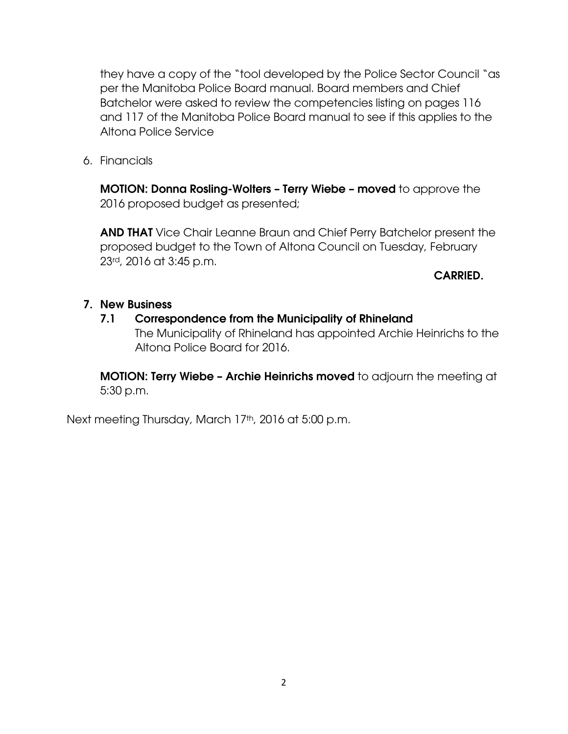they have a copy of the "tool developed by the Police Sector Council "as per the Manitoba Police Board manual. Board members and Chief Batchelor were asked to review the competencies listing on pages 116 and 117 of the Manitoba Police Board manual to see if this applies to the Altona Police Service

6. Financials

   **MOTION: Donna Rosling-Wolters – Terry Wiebe – moved** to approve the 2016 proposed budget as presented;

   **AND THAT** Vice Chair Leanne Braun and Chief Perry Batchelor present the proposed budget to the Town of Altona Council on Tuesday, February 23rd, 2016 at 3:45 p.m.

   **CARRIED.**

7. **New Business**

   **7.1 Correspondence from the Municipality of Rhineland**

   The Municipality of Rhineland has appointed Archie Heinrichs to the Altona Police Board for 2016.

   **MOTION: Terry Wiebe – Archie Heinrichs moved** to adjourn the meeting at 5:30 p.m.

Next meeting Thursday, March 17th, 2016 at 5:00 p.m.